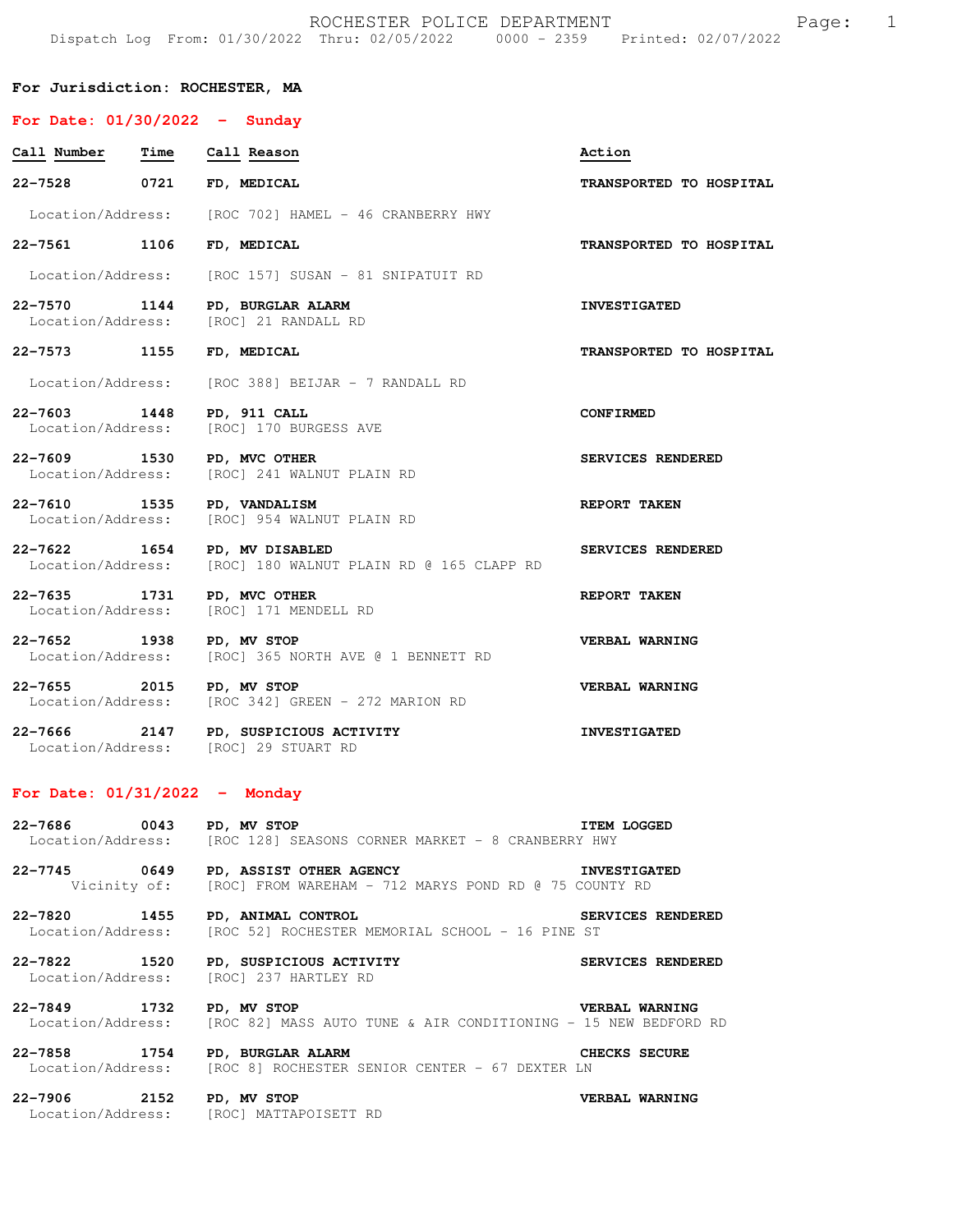# ROCHESTER POLICE DEPARTMENT

Dispatch Log From: 01/30/2022 Thru: 02/05/2022 0000 - 2359 Printed: 02/07/2022

**For Jurisdiction: ROCHESTER, MA**

## For Date: 01/30/2022 - Sunday

| Call Number | Time | Call Reason | Action |
|---|---|---|---|
| **22-7528** | **0721** | **FD, MEDICAL** | **TRANSPORTED TO HOSPITAL** |
| | | Location/Address: [ROC 702] HAMEL - 46 CRANBERRY HWY | |
| **22-7561** | **1106** | **FD, MEDICAL** | **TRANSPORTED TO HOSPITAL** |
| | | Location/Address: [ROC 157] SUSAN - 81 SNIPATUIT RD | |
| **22-7570** | **1144** | **PD, BURGLAR ALARM** | **INVESTIGATED** |
| | | Location/Address: [ROC] 21 RANDALL RD | |
| **22-7573** | **1155** | **FD, MEDICAL** | **TRANSPORTED TO HOSPITAL** |
| | | Location/Address: [ROC 388] BEIJAR - 7 RANDALL RD | |
| **22-7603** | **1448** | **PD, 911 CALL** | **CONFIRMED** |
| | | Location/Address: [ROC] 170 BURGESS AVE | |
| **22-7609** | **1530** | **PD, MVC OTHER** | **SERVICES RENDERED** |
| | | Location/Address: [ROC] 241 WALNUT PLAIN RD | |
| **22-7610** | **1535** | **PD, VANDALISM** | **REPORT TAKEN** |
| | | Location/Address: [ROC] 954 WALNUT PLAIN RD | |
| **22-7622** | **1654** | **PD, MV DISABLED** | **SERVICES RENDERED** |
| | | Location/Address: [ROC] 180 WALNUT PLAIN RD @ 165 CLAPP RD | |
| **22-7635** | **1731** | **PD, MVC OTHER** | **REPORT TAKEN** |
| | | Location/Address: [ROC] 171 MENDELL RD | |
| **22-7652** | **1938** | **PD, MV STOP** | **VERBAL WARNING** |
| | | Location/Address: [ROC] 365 NORTH AVE @ 1 BENNETT RD | |
| **22-7655** | **2015** | **PD, MV STOP** | **VERBAL WARNING** |
| | | Location/Address: [ROC 342] GREEN - 272 MARION RD | |
| **22-7666** | **2147** | **PD, SUSPICIOUS ACTIVITY** | **INVESTIGATED** |
| | | Location/Address: [ROC] 29 STUART RD | |

## For Date: 01/31/2022 - Monday

| Call Number | Time | Call Reason | Action |
|---|---|---|---|
| **22-7686** | **0043** | **PD, MV STOP** | **ITEM LOGGED** |
| | | Location/Address: [ROC 128] SEASONS CORNER MARKET - 8 CRANBERRY HWY | |
| **22-7745** | **0649** | **PD, ASSIST OTHER AGENCY** | **INVESTIGATED** |
| | | Vicinity of: [ROC] FROM WAREHAM - 712 MARYS POND RD @ 75 COUNTY RD | |
| **22-7820** | **1455** | **PD, ANIMAL CONTROL** | **SERVICES RENDERED** |
| | | Location/Address: [ROC 52] ROCHESTER MEMORIAL SCHOOL - 16 PINE ST | |
| **22-7822** | **1520** | **PD, SUSPICIOUS ACTIVITY** | **SERVICES RENDERED** |
| | | Location/Address: [ROC] 237 HARTLEY RD | |
| **22-7849** | **1732** | **PD, MV STOP** | **VERBAL WARNING** |
| | | Location/Address: [ROC 82] MASS AUTO TUNE & AIR CONDITIONING - 15 NEW BEDFORD RD | |
| **22-7858** | **1754** | **PD, BURGLAR ALARM** | **CHECKS SECURE** |
| | | Location/Address: [ROC 8] ROCHESTER SENIOR CENTER - 67 DEXTER LN | |
| **22-7906** | **2152** | **PD, MV STOP** | **VERBAL WARNING** |
| | | Location/Address: [ROC] MATTAPOISETT RD | |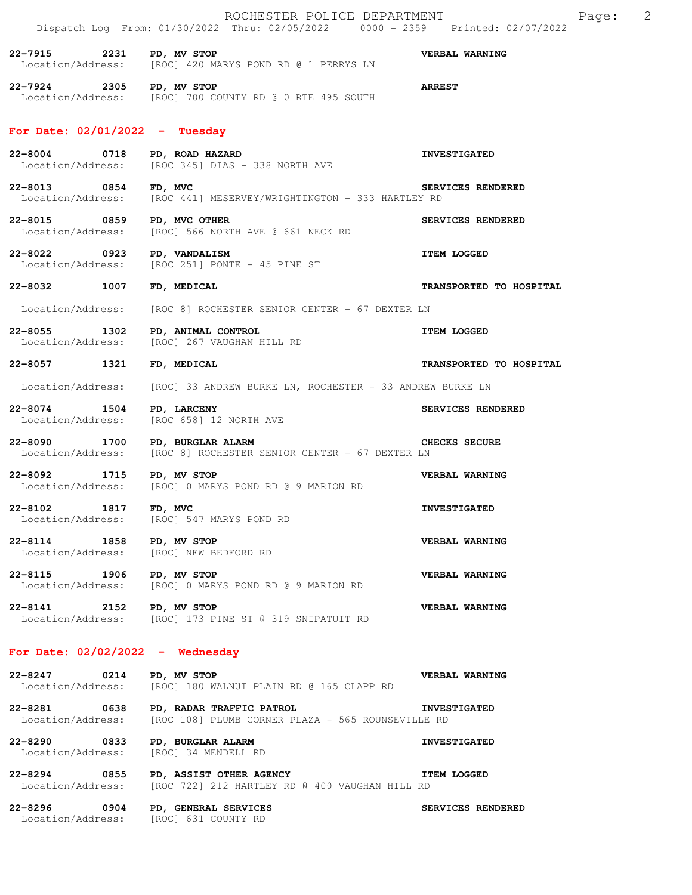**22-7915 2231 PD, MV STOP** — **VERBAL WARNING**
Location/Address: [ROC] 420 MARYS POND RD @ 1 PERRYS LN

**22-7924 2305 PD, MV STOP** — **ARREST**
Location/Address: [ROC] 700 COUNTY RD @ 0 RTE 495 SOUTH

## For Date: 02/01/2022 - Tuesday

**22-8004 0718 PD, ROAD HAZARD** — **INVESTIGATED**
Location/Address: [ROC 345] DIAS - 338 NORTH AVE

**22-8013 0854 FD, MVC** — **SERVICES RENDERED**
Location/Address: [ROC 441] MESERVEY/WRIGHTINGTON - 333 HARTLEY RD

**22-8015 0859 PD, MVC OTHER** — **SERVICES RENDERED**
Location/Address: [ROC] 566 NORTH AVE @ 661 NECK RD

**22-8022 0923 PD, VANDALISM** — **ITEM LOGGED**
Location/Address: [ROC 251] PONTE - 45 PINE ST

**22-8032 1007 FD, MEDICAL** — **TRANSPORTED TO HOSPITAL**
Location/Address: [ROC 8] ROCHESTER SENIOR CENTER - 67 DEXTER LN

**22-8055 1302 PD, ANIMAL CONTROL** — **ITEM LOGGED**
Location/Address: [ROC] 267 VAUGHAN HILL RD

**22-8057 1321 FD, MEDICAL** — **TRANSPORTED TO HOSPITAL**
Location/Address: [ROC] 33 ANDREW BURKE LN, ROCHESTER - 33 ANDREW BURKE LN

**22-8074 1504 PD, LARCENY** — **SERVICES RENDERED**
Location/Address: [ROC 658] 12 NORTH AVE

**22-8090 1700 PD, BURGLAR ALARM** — **CHECKS SECURE**
Location/Address: [ROC 8] ROCHESTER SENIOR CENTER - 67 DEXTER LN

**22-8092 1715 PD, MV STOP** — **VERBAL WARNING**
Location/Address: [ROC] 0 MARYS POND RD @ 9 MARION RD

**22-8102 1817 FD, MVC** — **INVESTIGATED**
Location/Address: [ROC] 547 MARYS POND RD

**22-8114 1858 PD, MV STOP** — **VERBAL WARNING**
Location/Address: [ROC] NEW BEDFORD RD

**22-8115 1906 PD, MV STOP** — **VERBAL WARNING**
Location/Address: [ROC] 0 MARYS POND RD @ 9 MARION RD

**22-8141 2152 PD, MV STOP** — **VERBAL WARNING**
Location/Address: [ROC] 173 PINE ST @ 319 SNIPATUIT RD

## For Date: 02/02/2022 - Wednesday

**22-8247 0214 PD, MV STOP** — **VERBAL WARNING**
Location/Address: [ROC] 180 WALNUT PLAIN RD @ 165 CLAPP RD

**22-8281 0638 PD, RADAR TRAFFIC PATROL** — **INVESTIGATED**
Location/Address: [ROC 108] PLUMB CORNER PLAZA - 565 ROUNSEVILLE RD

**22-8290 0833 PD, BURGLAR ALARM** — **INVESTIGATED**
Location/Address: [ROC] 34 MENDELL RD

**22-8294 0855 PD, ASSIST OTHER AGENCY** — **ITEM LOGGED**
Location/Address: [ROC 722] 212 HARTLEY RD @ 400 VAUGHAN HILL RD

**22-8296 0904 PD, GENERAL SERVICES** — **SERVICES RENDERED**
Location/Address: [ROC] 631 COUNTY RD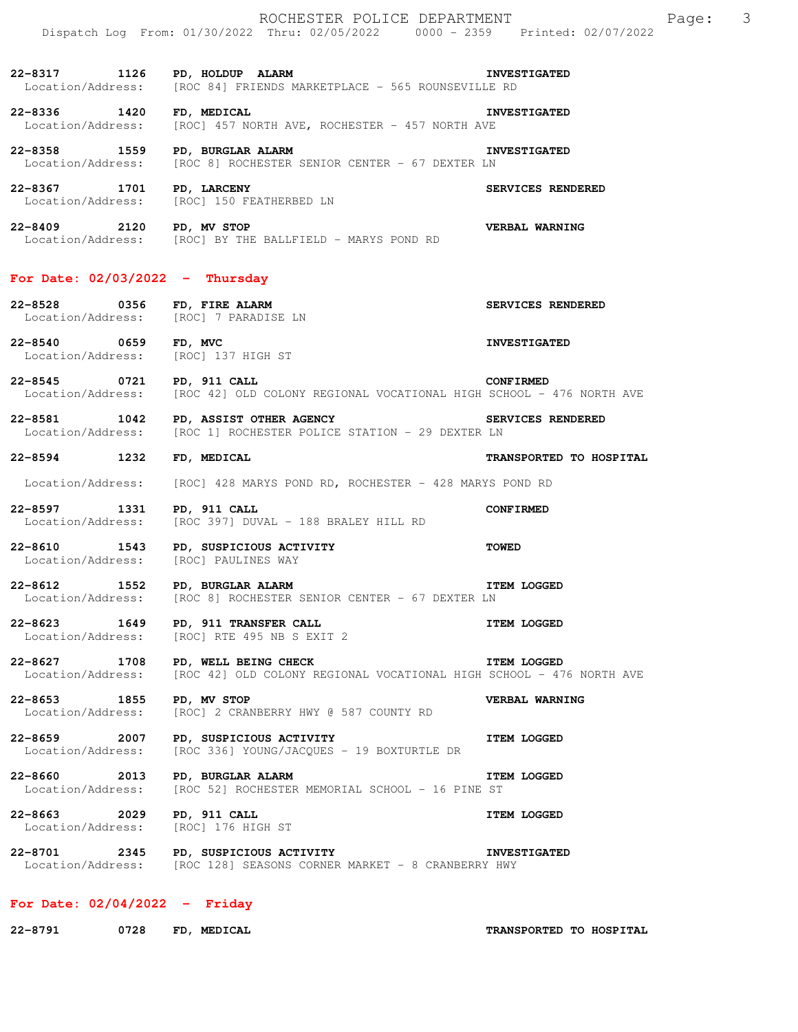22-8317 1126 **PD, HOLDUP ALARM** **INVESTIGATED**
Location/Address: [ROC 84] FRIENDS MARKETPLACE - 565 ROUNSEVILLE RD

22-8336 1420 **FD, MEDICAL** **INVESTIGATED**
Location/Address: [ROC] 457 NORTH AVE, ROCHESTER - 457 NORTH AVE

22-8358 1559 **PD, BURGLAR ALARM** **INVESTIGATED**
Location/Address: [ROC 8] ROCHESTER SENIOR CENTER - 67 DEXTER LN

22-8367 1701 **PD, LARCENY** **SERVICES RENDERED**
Location/Address: [ROC] 150 FEATHERBED LN

22-8409 2120 **PD, MV STOP** **VERBAL WARNING**
Location/Address: [ROC] BY THE BALLFIELD - MARYS POND RD

## For Date: 02/03/2022 - Thursday

22-8528 0356 **FD, FIRE ALARM** **SERVICES RENDERED**
Location/Address: [ROC] 7 PARADISE LN

22-8540 0659 **FD, MVC** **INVESTIGATED**
Location/Address: [ROC] 137 HIGH ST

22-8545 0721 **PD, 911 CALL** **CONFIRMED**
Location/Address: [ROC 42] OLD COLONY REGIONAL VOCATIONAL HIGH SCHOOL - 476 NORTH AVE

22-8581 1042 **PD, ASSIST OTHER AGENCY** **SERVICES RENDERED**
Location/Address: [ROC 1] ROCHESTER POLICE STATION - 29 DEXTER LN

22-8594 1232 **FD, MEDICAL** **TRANSPORTED TO HOSPITAL**
Location/Address: [ROC] 428 MARYS POND RD, ROCHESTER - 428 MARYS POND RD

22-8597 1331 **PD, 911 CALL** **CONFIRMED**
Location/Address: [ROC 397] DUVAL - 188 BRALEY HILL RD

22-8610 1543 **PD, SUSPICIOUS ACTIVITY** **TOWED**
Location/Address: [ROC] PAULINES WAY

22-8612 1552 **PD, BURGLAR ALARM** **ITEM LOGGED**
Location/Address: [ROC 8] ROCHESTER SENIOR CENTER - 67 DEXTER LN

22-8623 1649 **PD, 911 TRANSFER CALL** **ITEM LOGGED**
Location/Address: [ROC] RTE 495 NB S EXIT 2

22-8627 1708 **PD, WELL BEING CHECK** **ITEM LOGGED**
Location/Address: [ROC 42] OLD COLONY REGIONAL VOCATIONAL HIGH SCHOOL - 476 NORTH AVE

22-8653 1855 **PD, MV STOP** **VERBAL WARNING**
Location/Address: [ROC] 2 CRANBERRY HWY @ 587 COUNTY RD

22-8659 2007 **PD, SUSPICIOUS ACTIVITY** **ITEM LOGGED**
Location/Address: [ROC 336] YOUNG/JACQUES - 19 BOXTURTLE DR

22-8660 2013 **PD, BURGLAR ALARM** **ITEM LOGGED**
Location/Address: [ROC 52] ROCHESTER MEMORIAL SCHOOL - 16 PINE ST

22-8663 2029 **PD, 911 CALL** **ITEM LOGGED**
Location/Address: [ROC] 176 HIGH ST

22-8701 2345 **PD, SUSPICIOUS ACTIVITY** **INVESTIGATED**
Location/Address: [ROC 128] SEASONS CORNER MARKET - 8 CRANBERRY HWY

## For Date: 02/04/2022 - Friday

22-8791 0728 **FD, MEDICAL** **TRANSPORTED TO HOSPITAL**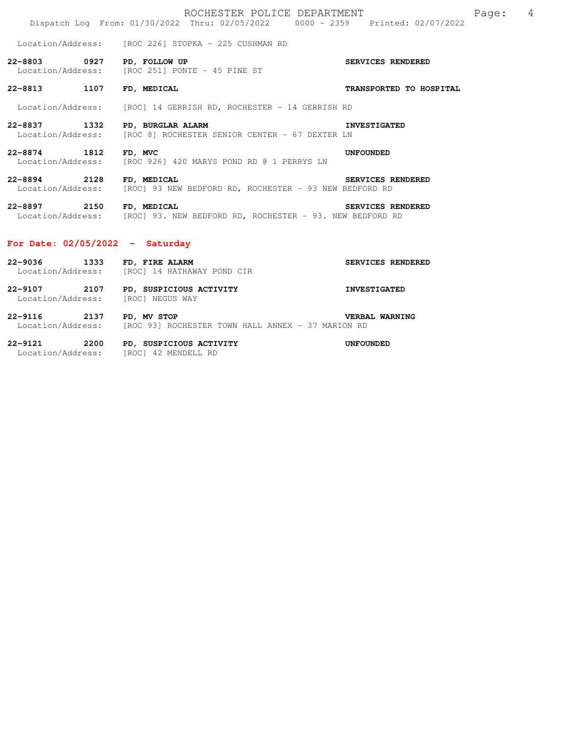Location/Address: [ROC 226] STOPKA - 225 CUSHMAN RD

**22-8803 0927 PD, FOLLOW UP** **SERVICES RENDERED**
Location/Address: [ROC 251] PONTE - 45 PINE ST

**22-8813 1107 FD, MEDICAL** **TRANSPORTED TO HOSPITAL**
Location/Address: [ROC] 14 GERRISH RD, ROCHESTER - 14 GERRISH RD

**22-8837 1332 PD, BURGLAR ALARM** **INVESTIGATED**
Location/Address: [ROC 8] ROCHESTER SENIOR CENTER - 67 DEXTER LN

**22-8874 1812 FD, MVC** **UNFOUNDED**
Location/Address: [ROC 926] 420 MARYS POND RD @ 1 PERRYS LN

**22-8894 2128 FD, MEDICAL** **SERVICES RENDERED**
Location/Address: [ROC] 93 NEW BEDFORD RD, ROCHESTER - 93 NEW BEDFORD RD

**22-8897 2150 FD, MEDICAL** **SERVICES RENDERED**
Location/Address: [ROC] 93. NEW BEDFORD RD, ROCHESTER - 93. NEW BEDFORD RD

## For Date: 02/05/2022 - Saturday

**22-9036 1333 FD, FIRE ALARM** **SERVICES RENDERED**
Location/Address: [ROC] 14 HATHAWAY POND CIR

**22-9107 2107 PD, SUSPICIOUS ACTIVITY** **INVESTIGATED**
Location/Address: [ROC] NEGUS WAY

**22-9116 2137 PD, MV STOP** **VERBAL WARNING**
Location/Address: [ROC 93] ROCHESTER TOWN HALL ANNEX - 37 MARION RD

**22-9121 2200 PD, SUSPICIOUS ACTIVITY** **UNFOUNDED**
Location/Address: [ROC] 42 MENDELL RD